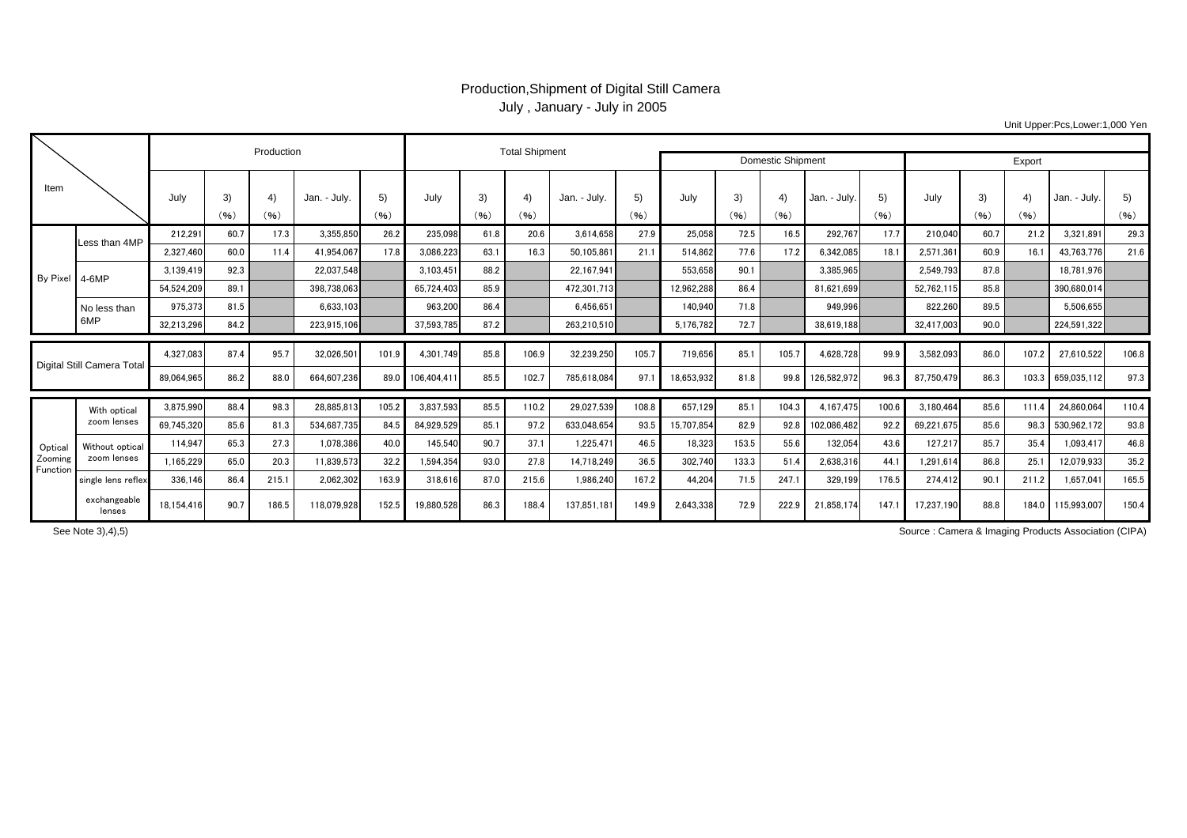# Production,Shipment of Digital Still Camera
## July , January - July in 2005

Unit Upper:Pcs,Lower:1,000 Yen

| Item | | Production | | | | | Total Shipment | | | | | Domestic Shipment | | | | | Export | | | | |
|---|---|---|---|---|---|---|---|---|---|---|---|---|---|---|---|---|---|---|---|---|---|
| | | July | 3) (%) | 4) (%) | Jan. - July. | 5) (%) | July | 3) (%) | 4) (%) | Jan. - July. | 5) (%) | July | 3) (%) | 4) (%) | Jan. - July. | 5) (%) | July | 3) (%) | 4) (%) | Jan. - July. | 5) (%) |
| By Pixel | Less than 4MP | 212,291 | 60.7 | 17.3 | 3,355,850 | 26.2 | 235,098 | 61.8 | 20.6 | 3,614,658 | 27.9 | 25,058 | 72.5 | 16.5 | 292,767 | 17.7 | 210,040 | 60.7 | 21.2 | 3,321,891 | 29.3 |
| | | 2,327,460 | 60.0 | 11.4 | 41,954,067 | 17.8 | 3,086,223 | 63.1 | 16.3 | 50,105,861 | 21.1 | 514,862 | 77.6 | 17.2 | 6,342,085 | 18.1 | 2,571,361 | 60.9 | 16.1 | 43,763,776 | 21.6 |
| | 4-6MP | 3,139,419 | 92.3 | | 22,037,548 | | 3,103,451 | 88.2 | | 22,167,941 | | 553,658 | 90.1 | | 3,385,965 | | 2,549,793 | 87.8 | | 18,781,976 | |
| | | 54,524,209 | 89.1 | | 398,738,063 | | 65,724,403 | 85.9 | | 472,301,713 | | 12,962,288 | 86.4 | | 81,621,699 | | 52,762,115 | 85.8 | | 390,680,014 | |
| | No less than 6MP | 975,373 | 81.5 | | 6,633,103 | | 963,200 | 86.4 | | 6,456,651 | | 140,940 | 71.8 | | 949,996 | | 822,260 | 89.5 | | 5,506,655 | |
| | | 32,213,296 | 84.2 | | 223,915,106 | | 37,593,785 | 87.2 | | 263,210,510 | | 5,176,782 | 72.7 | | 38,619,188 | | 32,417,003 | 90.0 | | 224,591,322 | |
| Digital Still Camera Total | | 4,327,083 | 87.4 | 95.7 | 32,026,501 | 101.9 | 4,301,749 | 85.8 | 106.9 | 32,239,250 | 105.7 | 719,656 | 85.1 | 105.7 | 4,628,728 | 99.9 | 3,582,093 | 86.0 | 107.2 | 27,610,522 | 106.8 |
| | | 89,064,965 | 86.2 | 88.0 | 664,607,236 | 89.0 | 106,404,411 | 85.5 | 102.7 | 785,618,084 | 97.1 | 18,653,932 | 81.8 | 99.8 | 126,582,972 | 96.3 | 87,750,479 | 86.3 | 103.3 | 659,035,112 | 97.3 |
| Optical Zooming Function | With optical zoom lenses | 3,875,990 | 88.4 | 98.3 | 28,885,813 | 105.2 | 3,837,593 | 85.5 | 110.2 | 29,027,539 | 108.8 | 657,129 | 85.1 | 104.3 | 4,167,475 | 100.6 | 3,180,464 | 85.6 | 111.4 | 24,860,064 | 110.4 |
| | | 69,745,320 | 85.6 | 81.3 | 534,687,735 | 84.5 | 84,929,529 | 85.1 | 97.2 | 633,048,654 | 93.5 | 15,707,854 | 82.9 | 92.8 | 102,086,482 | 92.2 | 69,221,675 | 85.6 | 98.3 | 530,962,172 | 93.8 |
| | Without optical zoom lenses | 114,947 | 65.3 | 27.3 | 1,078,386 | 40.0 | 145,540 | 90.7 | 37.1 | 1,225,471 | 46.5 | 18,323 | 153.5 | 55.6 | 132,054 | 43.6 | 127,217 | 85.7 | 35.4 | 1,093,417 | 46.8 |
| | | 1,165,229 | 65.0 | 20.3 | 11,839,573 | 32.2 | 1,594,354 | 93.0 | 27.8 | 14,718,249 | 36.5 | 302,740 | 133.3 | 51.4 | 2,638,316 | 44.1 | 1,291,614 | 86.8 | 25.1 | 12,079,933 | 35.2 |
| | single lens reflex exchangeable lenses | 336,146 | 86.4 | 215.1 | 2,062,302 | 163.9 | 318,616 | 87.0 | 215.6 | 1,986,240 | 167.2 | 44,204 | 71.5 | 247.1 | 329,199 | 176.5 | 274,412 | 90.1 | 211.2 | 1,657,041 | 165.5 |
| | | 18,154,416 | 90.7 | 186.5 | 118,079,928 | 152.5 | 19,880,528 | 86.3 | 188.4 | 137,851,181 | 149.9 | 2,643,338 | 72.9 | 222.9 | 21,858,174 | 147.1 | 17,237,190 | 88.8 | 184.0 | 115,993,007 | 150.4 |

See Note 3),4),5)

Source : Camera & Imaging Products Association (CIPA)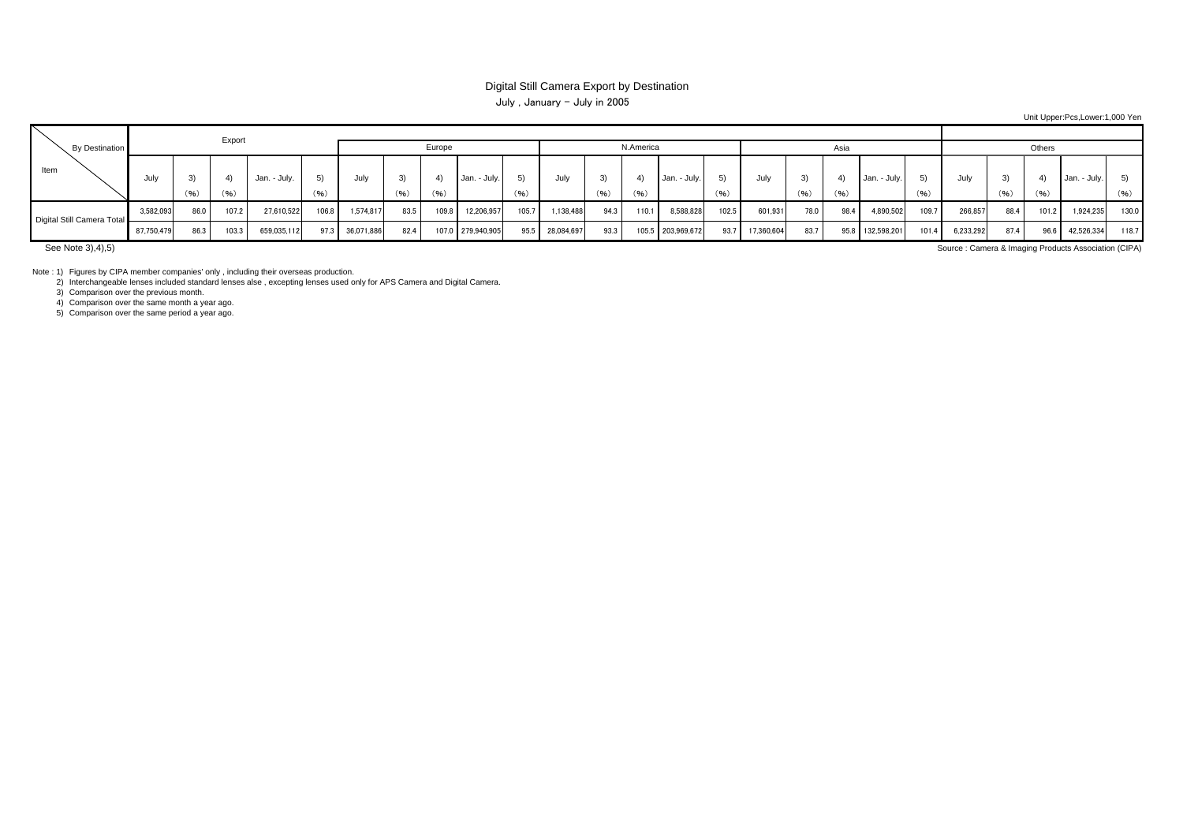# Digital Still Camera Export by Destination

July , January － July in 2005

Unit Upper:Pcs,Lower:1,000 Yen

| By Destination / Item | Export | | | | | Europe | | | | | N.America | | | | | Asia | | | | | Others | | | | |
|---|---|---|---|---|---|---|---|---|---|---|---|---|---|---|---|---|---|---|---|---|---|---|---|---|---|
| | July | 3) (%) | 4) (%) | Jan. - July. | 5) (%) | July | 3) (%) | 4) (%) | Jan. - July. | 5) (%) | July | 3) (%) | 4) (%) | Jan. - July. | 5) (%) | July | 3) (%) | 4) (%) | Jan. - July. | 5) (%) | July | 3) (%) | 4) (%) | Jan. - July. | 5) (%) |
| Digital Still Camera Total | 3,582,093 | 86.0 | 107.2 | 27,610,522 | 106.8 | 1,574,817 | 83.5 | 109.8 | 12,206,957 | 105.7 | 1,138,488 | 94.3 | 110.1 | 8,588,828 | 102.5 | 601,931 | 78.0 | 98.4 | 4,890,502 | 109.7 | 266,857 | 88.4 | 101.2 | 1,924,235 | 130.0 |
| | 87,750,479 | 86.3 | 103.3 | 659,035,112 | 97.3 | 36,071,886 | 82.4 | 107.0 | 279,940,905 | 95.5 | 28,084,697 | 93.3 | 105.5 | 203,969,672 | 93.7 | 17,360,604 | 83.7 | 95.8 | 132,598,201 | 101.4 | 6,233,292 | 87.4 | 96.6 | 42,526,334 | 118.7 |

See Note 3),4),5)

Source : Camera & Imaging Products Association (CIPA)

Note : 1) Figures by CIPA member companies' only , including their overseas production.

2) Interchangeable lenses included standard lenses alse , excepting lenses used only for APS Camera and Digital Camera.

3) Comparison over the previous month.

4) Comparison over the same month a year ago.

5) Comparison over the same period a year ago.